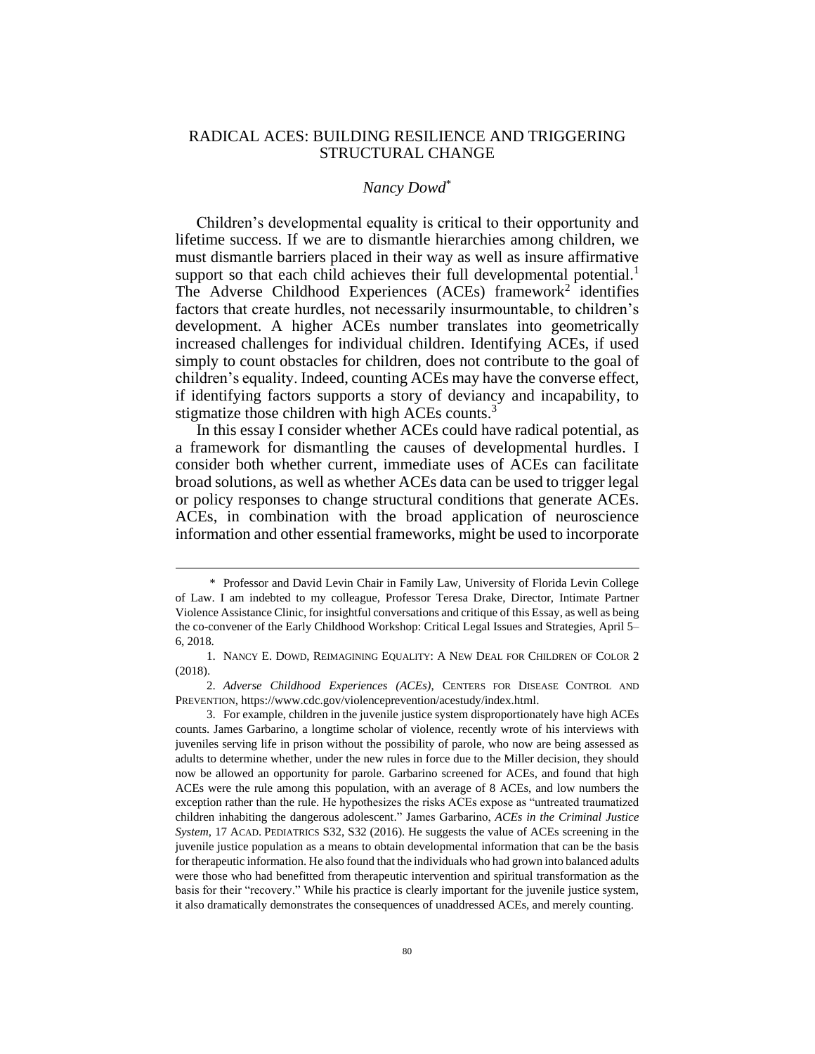# RADICAL ACES: BUILDING RESILIENCE AND TRIGGERING STRUCTURAL CHANGE

*Nancy Dowd*[*]

Children's developmental equality is critical to their opportunity and lifetime success. If we are to dismantle hierarchies among children, we must dismantle barriers placed in their way as well as insure affirmative support so that each child achieves their full developmental potential.[1] The Adverse Childhood Experiences (ACEs) framework[2] identifies factors that create hurdles, not necessarily insurmountable, to children's development. A higher ACEs number translates into geometrically increased challenges for individual children. Identifying ACEs, if used simply to count obstacles for children, does not contribute to the goal of children's equality. Indeed, counting ACEs may have the converse effect, if identifying factors supports a story of deviancy and incapability, to stigmatize those children with high ACEs counts.[3]

In this essay I consider whether ACEs could have radical potential, as a framework for dismantling the causes of developmental hurdles. I consider both whether current, immediate uses of ACEs can facilitate broad solutions, as well as whether ACEs data can be used to trigger legal or policy responses to change structural conditions that generate ACEs. ACEs, in combination with the broad application of neuroscience information and other essential frameworks, might be used to incorporate

---

\* Professor and David Levin Chair in Family Law, University of Florida Levin College of Law. I am indebted to my colleague, Professor Teresa Drake, Director, Intimate Partner Violence Assistance Clinic, for insightful conversations and critique of this Essay, as well as being the co-convener of the Early Childhood Workshop: Critical Legal Issues and Strategies, April 5–6, 2018.

1. NANCY E. DOWD, REIMAGINING EQUALITY: A NEW DEAL FOR CHILDREN OF COLOR 2 (2018).

2. *Adverse Childhood Experiences (ACEs)*, CENTERS FOR DISEASE CONTROL AND PREVENTION, https://www.cdc.gov/violenceprevention/acestudy/index.html.

3. For example, children in the juvenile justice system disproportionately have high ACEs counts. James Garbarino, a longtime scholar of violence, recently wrote of his interviews with juveniles serving life in prison without the possibility of parole, who now are being assessed as adults to determine whether, under the new rules in force due to the Miller decision, they should now be allowed an opportunity for parole. Garbarino screened for ACEs, and found that high ACEs were the rule among this population, with an average of 8 ACEs, and low numbers the exception rather than the rule. He hypothesizes the risks ACEs expose as "untreated traumatized children inhabiting the dangerous adolescent." James Garbarino, *ACEs in the Criminal Justice System*, 17 ACAD. PEDIATRICS S32, S32 (2016). He suggests the value of ACEs screening in the juvenile justice population as a means to obtain developmental information that can be the basis for therapeutic information. He also found that the individuals who had grown into balanced adults were those who had benefitted from therapeutic intervention and spiritual transformation as the basis for their "recovery." While his practice is clearly important for the juvenile justice system, it also dramatically demonstrates the consequences of unaddressed ACEs, and merely counting.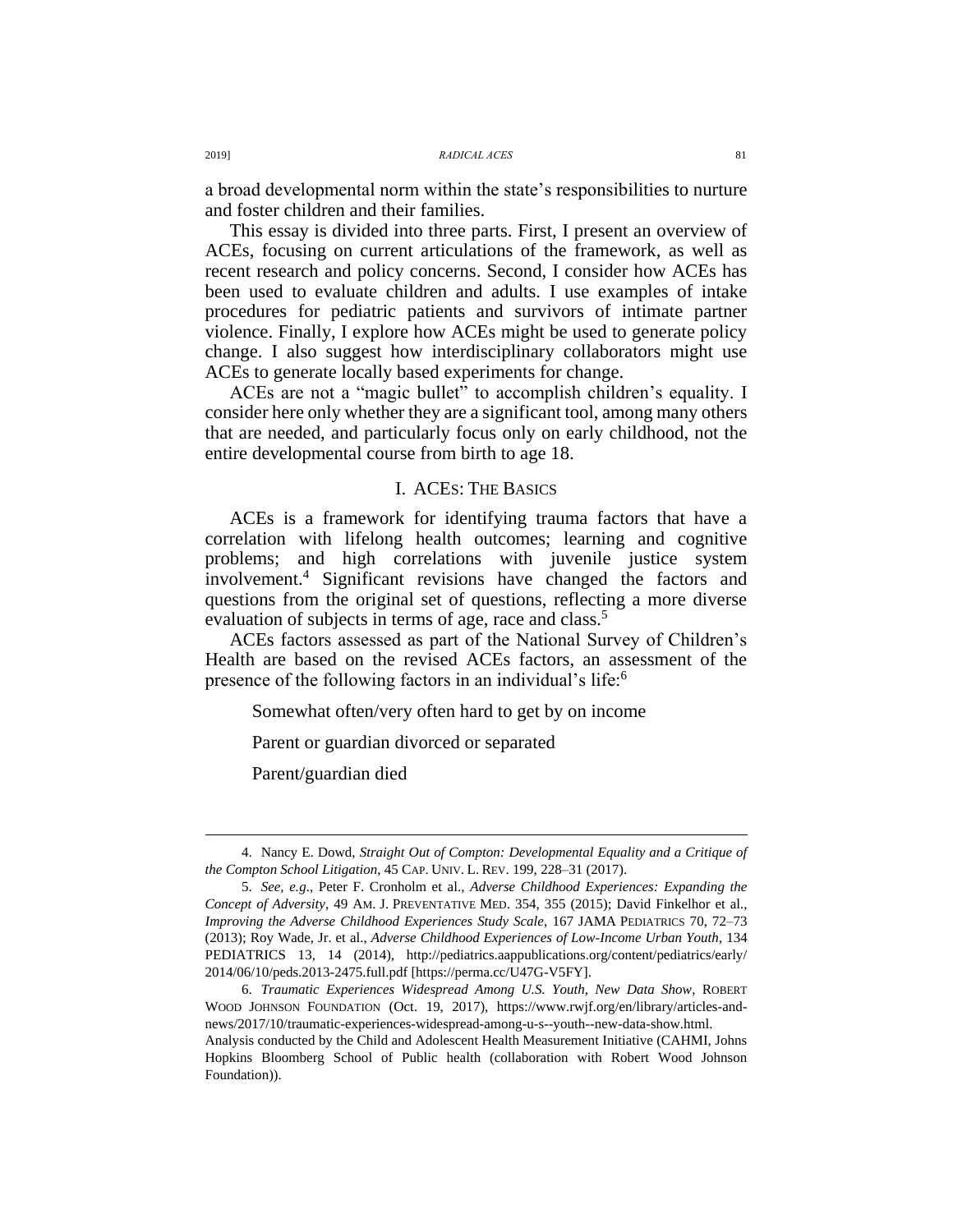a broad developmental norm within the state's responsibilities to nurture and foster children and their families.

This essay is divided into three parts. First, I present an overview of ACEs, focusing on current articulations of the framework, as well as recent research and policy concerns. Second, I consider how ACEs has been used to evaluate children and adults. I use examples of intake procedures for pediatric patients and survivors of intimate partner violence. Finally, I explore how ACEs might be used to generate policy change. I also suggest how interdisciplinary collaborators might use ACEs to generate locally based experiments for change.

ACEs are not a "magic bullet" to accomplish children's equality. I consider here only whether they are a significant tool, among many others that are needed, and particularly focus only on early childhood, not the entire developmental course from birth to age 18.

## I. ACEs: The Basics

ACEs is a framework for identifying trauma factors that have a correlation with lifelong health outcomes; learning and cognitive problems; and high correlations with juvenile justice system involvement.[4] Significant revisions have changed the factors and questions from the original set of questions, reflecting a more diverse evaluation of subjects in terms of age, race and class.[5]

ACEs factors assessed as part of the National Survey of Children's Health are based on the revised ACEs factors, an assessment of the presence of the following factors in an individual's life:[6]

Somewhat often/very often hard to get by on income

Parent or guardian divorced or separated

Parent/guardian died

---

4. Nancy E. Dowd, *Straight Out of Compton: Developmental Equality and a Critique of the Compton School Litigation*, 45 CAP. UNIV. L. REV. 199, 228–31 (2017).

5. *See, e.g*., Peter F. Cronholm et al., *Adverse Childhood Experiences: Expanding the Concept of Adversity*, 49 AM. J. PREVENTATIVE MED. 354, 355 (2015); David Finkelhor et al., *Improving the Adverse Childhood Experiences Study Scale*, 167 JAMA PEDIATRICS 70, 72–73 (2013); Roy Wade, Jr. et al., *Adverse Childhood Experiences of Low-Income Urban Youth*, 134 PEDIATRICS 13, 14 (2014), http://pediatrics.aappublications.org/content/pediatrics/early/2014/06/10/peds.2013-2475.full.pdf [https://perma.cc/U47G-V5FY].

6. *Traumatic Experiences Widespread Among U.S. Youth, New Data Show*, ROBERT WOOD JOHNSON FOUNDATION (Oct. 19, 2017), https://www.rwjf.org/en/library/articles-and-news/2017/10/traumatic-experiences-widespread-among-u-s--youth--new-data-show.html. Analysis conducted by the Child and Adolescent Health Measurement Initiative (CAHMI, Johns Hopkins Bloomberg School of Public health (collaboration with Robert Wood Johnson Foundation)).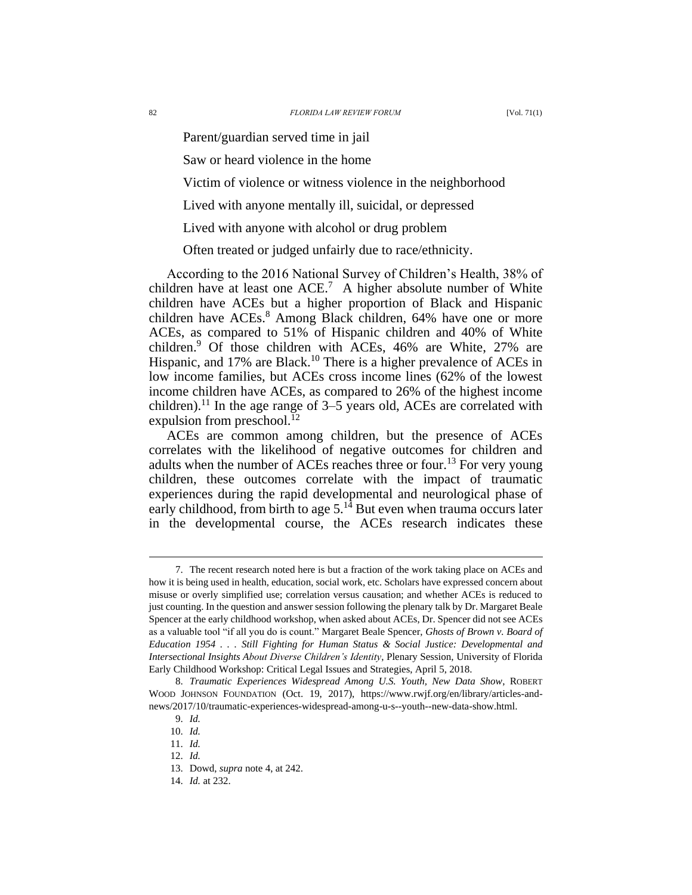Parent/guardian served time in jail

Saw or heard violence in the home

Victim of violence or witness violence in the neighborhood

Lived with anyone mentally ill, suicidal, or depressed

Lived with anyone with alcohol or drug problem

Often treated or judged unfairly due to race/ethnicity.

According to the 2016 National Survey of Children's Health, 38% of children have at least one ACE.[7] A higher absolute number of White children have ACEs but a higher proportion of Black and Hispanic children have ACEs.[8] Among Black children, 64% have one or more ACEs, as compared to 51% of Hispanic children and 40% of White children.[9] Of those children with ACEs, 46% are White, 27% are Hispanic, and 17% are Black.[10] There is a higher prevalence of ACEs in low income families, but ACEs cross income lines (62% of the lowest income children have ACEs, as compared to 26% of the highest income children).[11] In the age range of 3–5 years old, ACEs are correlated with expulsion from preschool.[12]

ACEs are common among children, but the presence of ACEs correlates with the likelihood of negative outcomes for children and adults when the number of ACEs reaches three or four.[13] For very young children, these outcomes correlate with the impact of traumatic experiences during the rapid developmental and neurological phase of early childhood, from birth to age 5.[14] But even when trauma occurs later in the developmental course, the ACEs research indicates these

---

7. The recent research noted here is but a fraction of the work taking place on ACEs and how it is being used in health, education, social work, etc. Scholars have expressed concern about misuse or overly simplified use; correlation versus causation; and whether ACEs is reduced to just counting. In the question and answer session following the plenary talk by Dr. Margaret Beale Spencer at the early childhood workshop, when asked about ACEs, Dr. Spencer did not see ACEs as a valuable tool "if all you do is count." Margaret Beale Spencer, *Ghosts of Brown v. Board of Education 1954 . . . Still Fighting for Human Status & Social Justice: Developmental and Intersectional Insights About Diverse Children's Identity*, Plenary Session, University of Florida Early Childhood Workshop: Critical Legal Issues and Strategies, April 5, 2018.

8. *Traumatic Experiences Widespread Among U.S. Youth, New Data Show*, ROBERT WOOD JOHNSON FOUNDATION (Oct. 19, 2017), https://www.rwjf.org/en/library/articles-and-news/2017/10/traumatic-experiences-widespread-among-u-s--youth--new-data-show.html.

9. *Id.*

10. *Id.*

11. *Id.*

12. *Id.*

13. Dowd, *supra* note 4, at 242.

14. *Id.* at 232.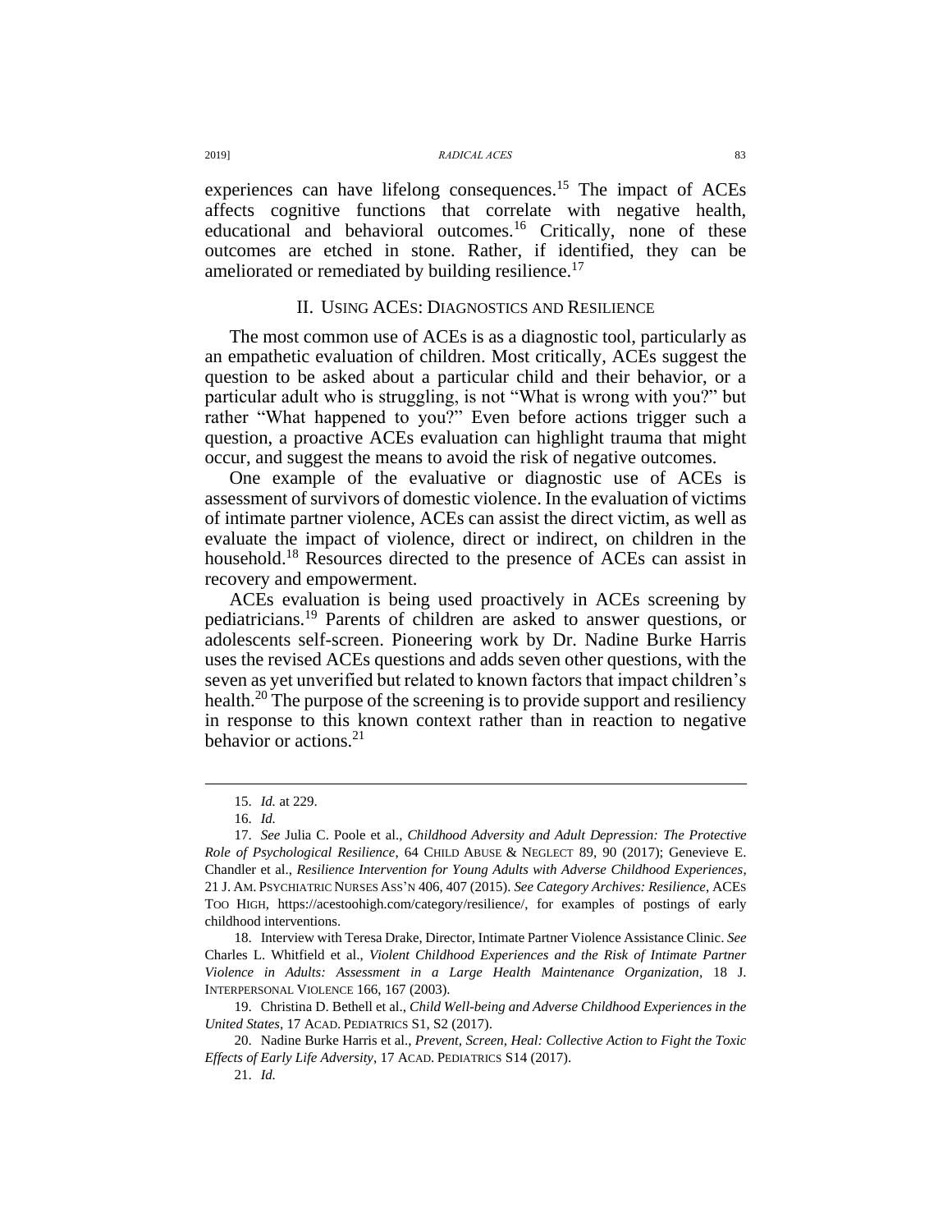experiences can have lifelong consequences.[15] The impact of ACEs affects cognitive functions that correlate with negative health, educational and behavioral outcomes.[16] Critically, none of these outcomes are etched in stone. Rather, if identified, they can be ameliorated or remediated by building resilience.[17]

## II. USING ACES: DIAGNOSTICS AND RESILIENCE

The most common use of ACEs is as a diagnostic tool, particularly as an empathetic evaluation of children. Most critically, ACEs suggest the question to be asked about a particular child and their behavior, or a particular adult who is struggling, is not "What is wrong with you?" but rather "What happened to you?" Even before actions trigger such a question, a proactive ACEs evaluation can highlight trauma that might occur, and suggest the means to avoid the risk of negative outcomes.

One example of the evaluative or diagnostic use of ACEs is assessment of survivors of domestic violence. In the evaluation of victims of intimate partner violence, ACEs can assist the direct victim, as well as evaluate the impact of violence, direct or indirect, on children in the household.[18] Resources directed to the presence of ACEs can assist in recovery and empowerment.

ACEs evaluation is being used proactively in ACEs screening by pediatricians.[19] Parents of children are asked to answer questions, or adolescents self-screen. Pioneering work by Dr. Nadine Burke Harris uses the revised ACEs questions and adds seven other questions, with the seven as yet unverified but related to known factors that impact children's health.[20] The purpose of the screening is to provide support and resiliency in response to this known context rather than in reaction to negative behavior or actions.[21]

---

15. *Id.* at 229.

16. *Id.*

17. *See* Julia C. Poole et al., *Childhood Adversity and Adult Depression: The Protective Role of Psychological Resilience*, 64 CHILD ABUSE & NEGLECT 89, 90 (2017); Genevieve E. Chandler et al., *Resilience Intervention for Young Adults with Adverse Childhood Experiences*, 21 J. AM. PSYCHIATRIC NURSES ASS'N 406, 407 (2015). *See Category Archives: Resilience*, ACES TOO HIGH, https://acestoohigh.com/category/resilience/, for examples of postings of early childhood interventions.

18. Interview with Teresa Drake, Director, Intimate Partner Violence Assistance Clinic. *See* Charles L. Whitfield et al., *Violent Childhood Experiences and the Risk of Intimate Partner Violence in Adults: Assessment in a Large Health Maintenance Organization*, 18 J. INTERPERSONAL VIOLENCE 166, 167 (2003).

19. Christina D. Bethell et al., *Child Well-being and Adverse Childhood Experiences in the United States*, 17 ACAD. PEDIATRICS S1, S2 (2017).

20. Nadine Burke Harris et al., *Prevent, Screen, Heal: Collective Action to Fight the Toxic Effects of Early Life Adversity*, 17 ACAD. PEDIATRICS S14 (2017).

21. *Id.*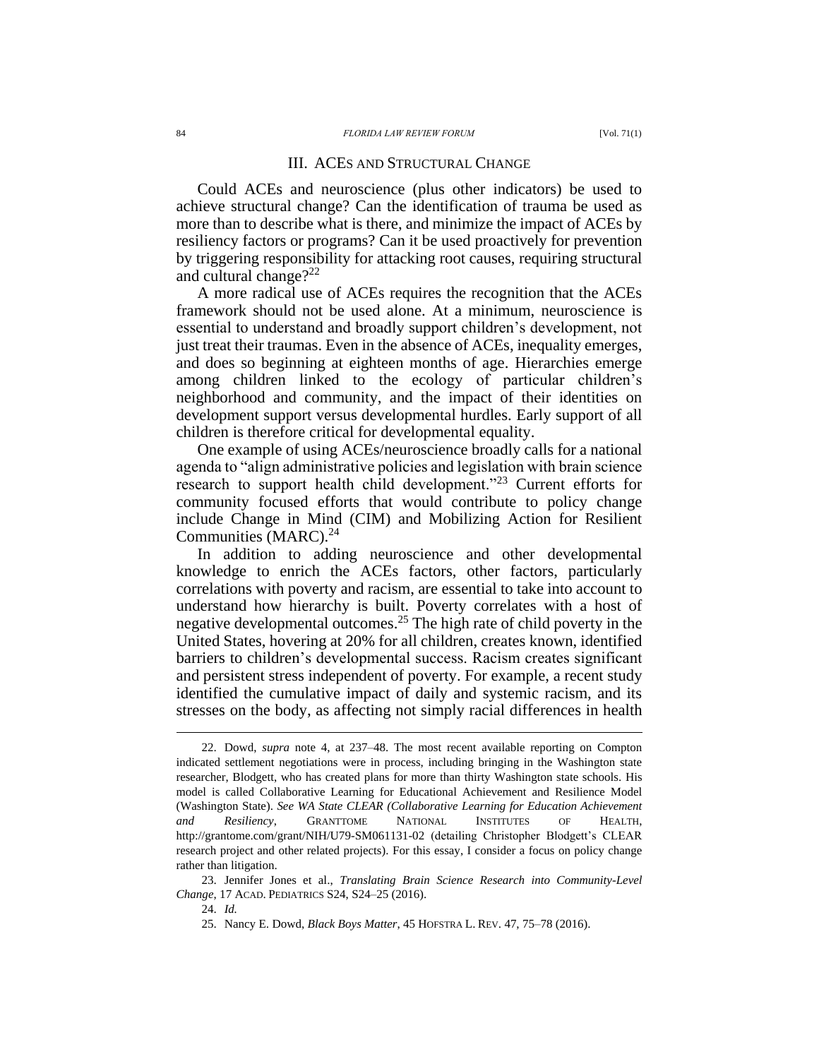## III. ACEs and Structural Change

Could ACEs and neuroscience (plus other indicators) be used to achieve structural change? Can the identification of trauma be used as more than to describe what is there, and minimize the impact of ACEs by resiliency factors or programs? Can it be used proactively for prevention by triggering responsibility for attacking root causes, requiring structural and cultural change?[22]

A more radical use of ACEs requires the recognition that the ACEs framework should not be used alone. At a minimum, neuroscience is essential to understand and broadly support children's development, not just treat their traumas. Even in the absence of ACEs, inequality emerges, and does so beginning at eighteen months of age. Hierarchies emerge among children linked to the ecology of particular children's neighborhood and community, and the impact of their identities on development support versus developmental hurdles. Early support of all children is therefore critical for developmental equality.

One example of using ACEs/neuroscience broadly calls for a national agenda to "align administrative policies and legislation with brain science research to support health child development."[23] Current efforts for community focused efforts that would contribute to policy change include Change in Mind (CIM) and Mobilizing Action for Resilient Communities (MARC).[24]

In addition to adding neuroscience and other developmental knowledge to enrich the ACEs factors, other factors, particularly correlations with poverty and racism, are essential to take into account to understand how hierarchy is built. Poverty correlates with a host of negative developmental outcomes.[25] The high rate of child poverty in the United States, hovering at 20% for all children, creates known, identified barriers to children's developmental success. Racism creates significant and persistent stress independent of poverty. For example, a recent study identified the cumulative impact of daily and systemic racism, and its stresses on the body, as affecting not simply racial differences in health

---

22. Dowd, *supra* note 4, at 237–48. The most recent available reporting on Compton indicated settlement negotiations were in process, including bringing in the Washington state researcher, Blodgett, who has created plans for more than thirty Washington state schools. His model is called Collaborative Learning for Educational Achievement and Resilience Model (Washington State). *See WA State CLEAR (Collaborative Learning for Education Achievement and Resiliency*, GRANTTOME NATIONAL INSTITUTES OF HEALTH, http://grantome.com/grant/NIH/U79-SM061131-02 (detailing Christopher Blodgett's CLEAR research project and other related projects). For this essay, I consider a focus on policy change rather than litigation.

23. Jennifer Jones et al., *Translating Brain Science Research into Community-Level Change*, 17 ACAD. PEDIATRICS S24, S24–25 (2016).

24. *Id.*

25. Nancy E. Dowd, *Black Boys Matter*, 45 HOFSTRA L. REV. 47, 75–78 (2016).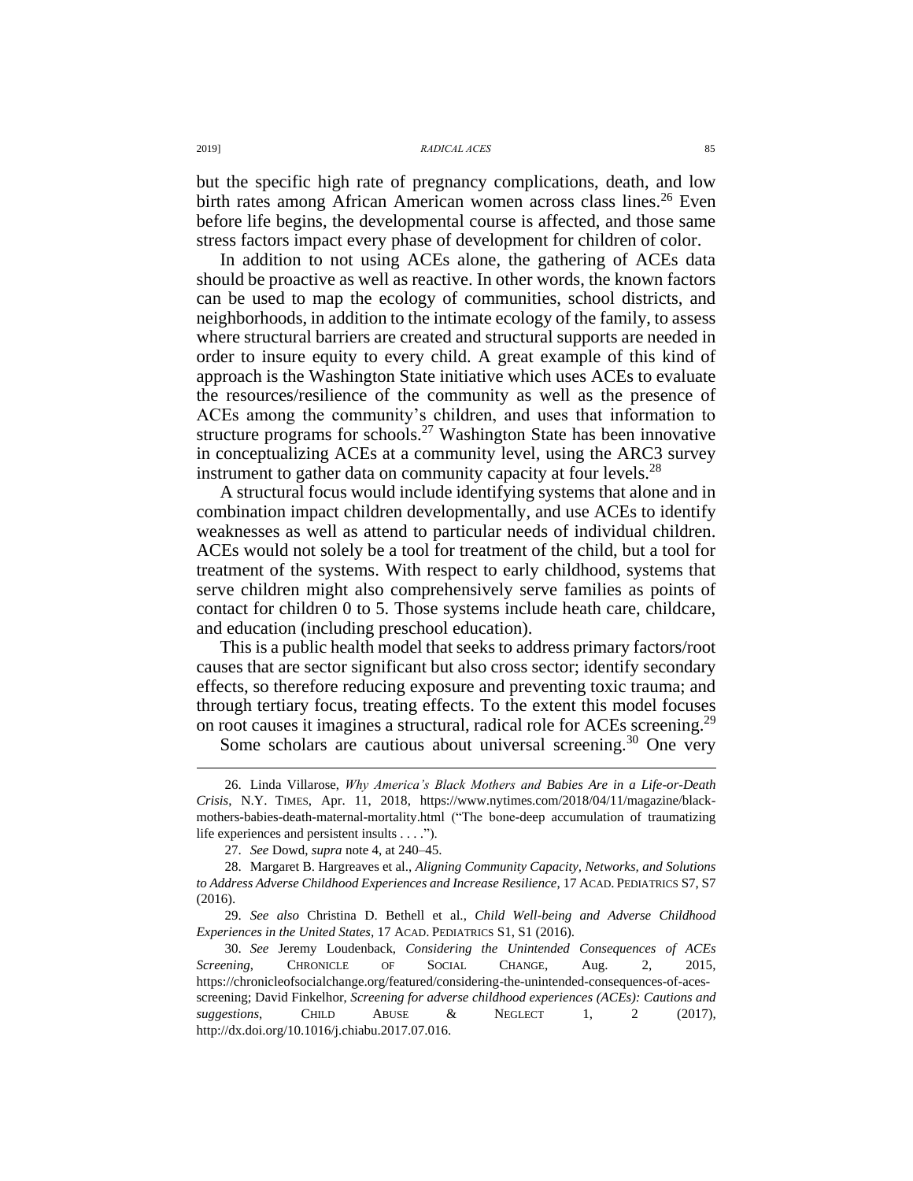but the specific high rate of pregnancy complications, death, and low birth rates among African American women across class lines.[26] Even before life begins, the developmental course is affected, and those same stress factors impact every phase of development for children of color.

In addition to not using ACEs alone, the gathering of ACEs data should be proactive as well as reactive. In other words, the known factors can be used to map the ecology of communities, school districts, and neighborhoods, in addition to the intimate ecology of the family, to assess where structural barriers are created and structural supports are needed in order to insure equity to every child. A great example of this kind of approach is the Washington State initiative which uses ACEs to evaluate the resources/resilience of the community as well as the presence of ACEs among the community's children, and uses that information to structure programs for schools.[27] Washington State has been innovative in conceptualizing ACEs at a community level, using the ARC3 survey instrument to gather data on community capacity at four levels.[28]

A structural focus would include identifying systems that alone and in combination impact children developmentally, and use ACEs to identify weaknesses as well as attend to particular needs of individual children. ACEs would not solely be a tool for treatment of the child, but a tool for treatment of the systems. With respect to early childhood, systems that serve children might also comprehensively serve families as points of contact for children 0 to 5. Those systems include heath care, childcare, and education (including preschool education).

This is a public health model that seeks to address primary factors/root causes that are sector significant but also cross sector; identify secondary effects, so therefore reducing exposure and preventing toxic trauma; and through tertiary focus, treating effects. To the extent this model focuses on root causes it imagines a structural, radical role for ACEs screening.[29]

Some scholars are cautious about universal screening.[30] One very

---

26. Linda Villarose, *Why America's Black Mothers and Babies Are in a Life-or-Death Crisis*, N.Y. TIMES, Apr. 11, 2018, https://www.nytimes.com/2018/04/11/magazine/black-mothers-babies-death-maternal-mortality.html ("The bone-deep accumulation of traumatizing life experiences and persistent insults . . . .").

27. *See* Dowd, *supra* note 4, at 240–45.

28. Margaret B. Hargreaves et al., *Aligning Community Capacity, Networks, and Solutions to Address Adverse Childhood Experiences and Increase Resilience*, 17 ACAD. PEDIATRICS S7, S7 (2016).

29. *See also* Christina D. Bethell et al., *Child Well-being and Adverse Childhood Experiences in the United States*, 17 ACAD. PEDIATRICS S1, S1 (2016).

30. *See* Jeremy Loudenback, *Considering the Unintended Consequences of ACEs Screening*, CHRONICLE OF SOCIAL CHANGE, Aug. 2, 2015, https://chronicleofsocialchange.org/featured/considering-the-unintended-consequences-of-aces-screening; David Finkelhor, *Screening for adverse childhood experiences (ACEs): Cautions and suggestions*, CHILD ABUSE & NEGLECT 1, 2 (2017), http://dx.doi.org/10.1016/j.chiabu.2017.07.016.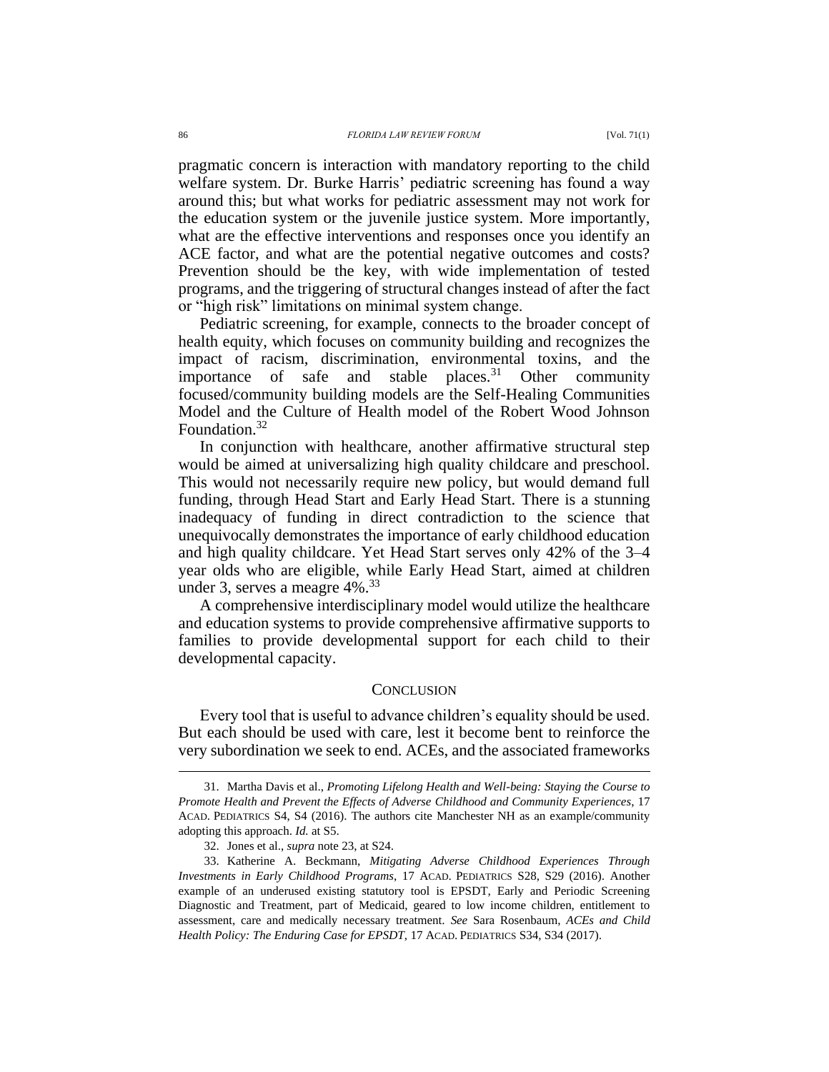pragmatic concern is interaction with mandatory reporting to the child welfare system. Dr. Burke Harris' pediatric screening has found a way around this; but what works for pediatric assessment may not work for the education system or the juvenile justice system. More importantly, what are the effective interventions and responses once you identify an ACE factor, and what are the potential negative outcomes and costs? Prevention should be the key, with wide implementation of tested programs, and the triggering of structural changes instead of after the fact or "high risk" limitations on minimal system change.

Pediatric screening, for example, connects to the broader concept of health equity, which focuses on community building and recognizes the impact of racism, discrimination, environmental toxins, and the importance of safe and stable places.[31] Other community focused/community building models are the Self-Healing Communities Model and the Culture of Health model of the Robert Wood Johnson Foundation.[32]

In conjunction with healthcare, another affirmative structural step would be aimed at universalizing high quality childcare and preschool. This would not necessarily require new policy, but would demand full funding, through Head Start and Early Head Start. There is a stunning inadequacy of funding in direct contradiction to the science that unequivocally demonstrates the importance of early childhood education and high quality childcare. Yet Head Start serves only 42% of the 3–4 year olds who are eligible, while Early Head Start, aimed at children under 3, serves a meagre 4%.[33]

A comprehensive interdisciplinary model would utilize the healthcare and education systems to provide comprehensive affirmative supports to families to provide developmental support for each child to their developmental capacity.

## CONCLUSION

Every tool that is useful to advance children's equality should be used. But each should be used with care, lest it become bent to reinforce the very subordination we seek to end. ACEs, and the associated frameworks

---

31. Martha Davis et al., *Promoting Lifelong Health and Well-being: Staying the Course to Promote Health and Prevent the Effects of Adverse Childhood and Community Experiences*, 17 ACAD. PEDIATRICS S4, S4 (2016). The authors cite Manchester NH as an example/community adopting this approach. *Id.* at S5.

32. Jones et al., *supra* note 23, at S24.

33. Katherine A. Beckmann, *Mitigating Adverse Childhood Experiences Through Investments in Early Childhood Programs*, 17 ACAD. PEDIATRICS S28, S29 (2016). Another example of an underused existing statutory tool is EPSDT, Early and Periodic Screening Diagnostic and Treatment, part of Medicaid, geared to low income children, entitlement to assessment, care and medically necessary treatment. *See* Sara Rosenbaum, *ACEs and Child Health Policy: The Enduring Case for EPSDT*, 17 ACAD. PEDIATRICS S34, S34 (2017).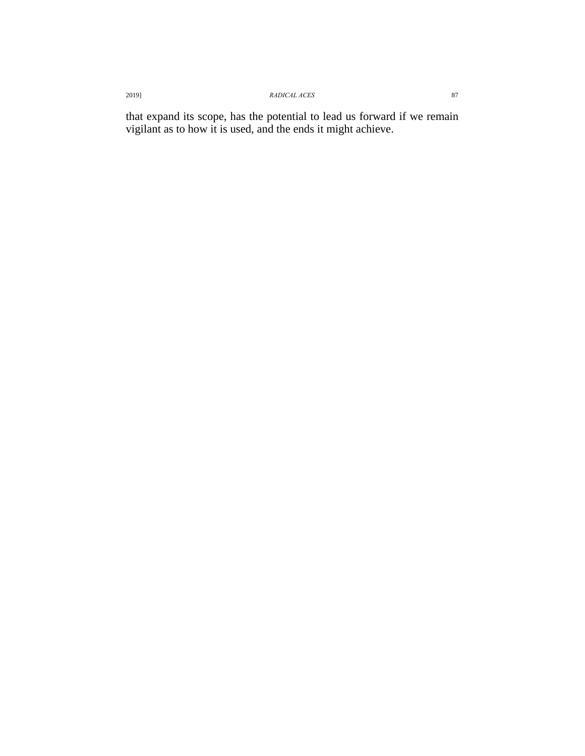that expand its scope, has the potential to lead us forward if we remain vigilant as to how it is used, and the ends it might achieve.